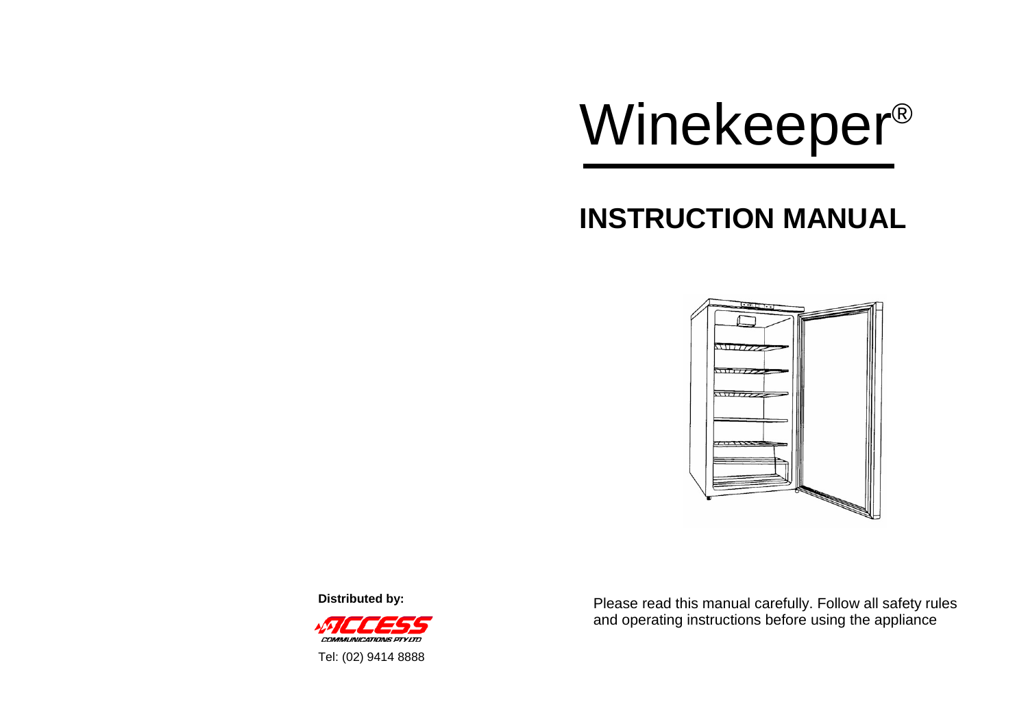# Winekeeper®

## INSTRUCTION MANUAL

**Distributed by:**

ACCESS COMMUNICATIONS PTY LTD

Tel: (02) 9414 8888

Please read this manual carefully. Follow all safety rules and operating instructions before using the appliance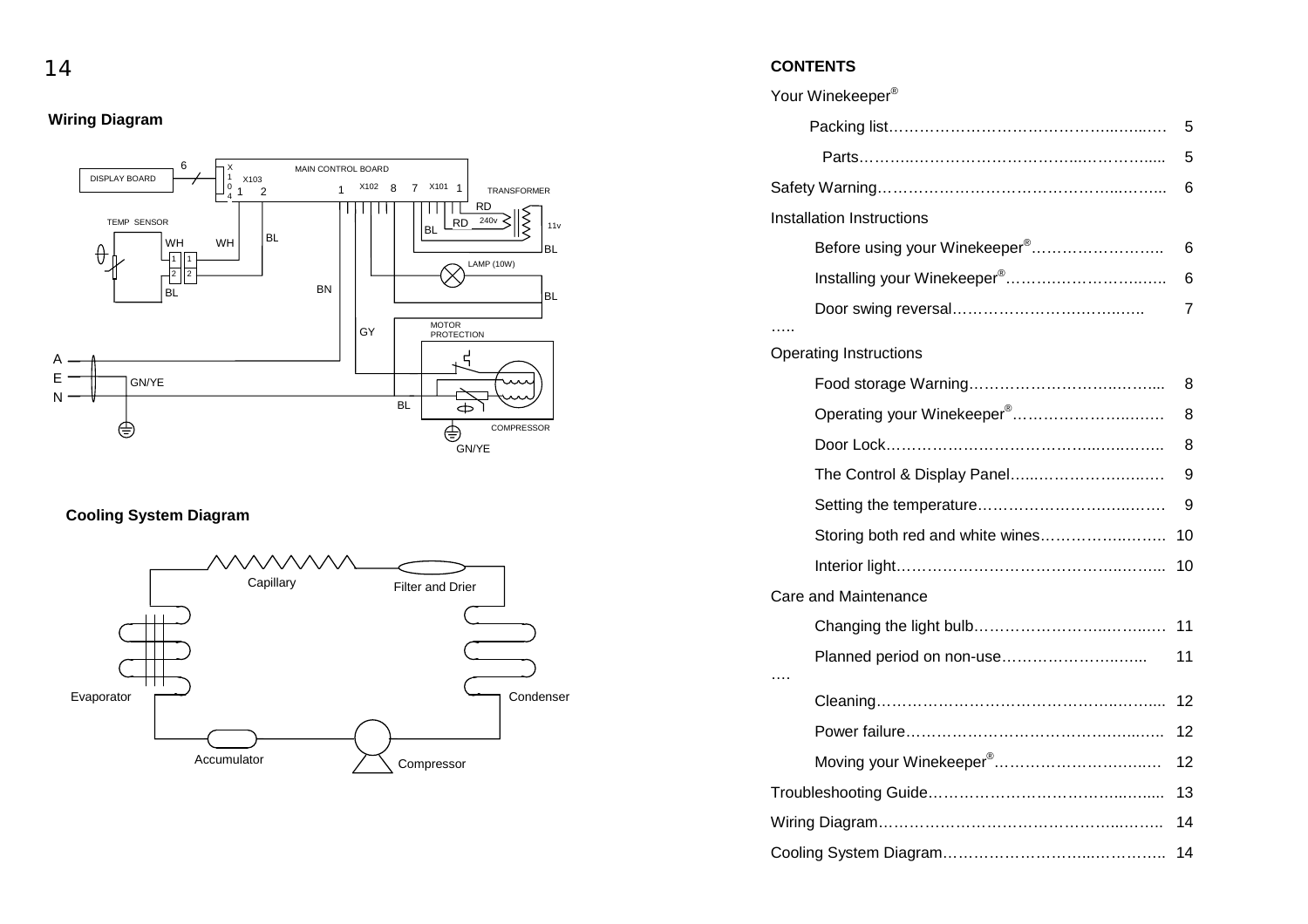## Wiring Diagram

DISPLAY BOARD

MAIN CONTROL BOARD

X104 X103 X102 X101

TRANSFORMER

TEMP SENSOR

LAMP (10W)

MOTOR PROTECTION

COMPRESSOR

A

E

N

GN/YE

## Cooling System Diagram

Capillary

Filter and Drier

Evaporator

Condenser

Accumulator

Compressor

**CONTENTS**

Your Winekeeper®

| | |
|---|---|
| Packing list | 5 |
| Parts | 5 |
| Safety Warning | 6 |
| **Installation Instructions** | |
| Before using your Winekeeper® | 6 |
| Installing your Winekeeper® | 6 |
| Door swing reversal | 7 |
| **Operating Instructions** | |
| Food storage Warning | 8 |
| Operating your Winekeeper® | 8 |
| Door Lock | 8 |
| The Control & Display Panel | 9 |
| Setting the temperature | 9 |
| Storing both red and white wines | 10 |
| Interior light | 10 |
| **Care and Maintenance** | |
| Changing the light bulb | 11 |
| Planned period on non-use | 11 |
| Cleaning | 12 |
| Power failure | 12 |
| Moving your Winekeeper® | 12 |
| Troubleshooting Guide | 13 |
| Wiring Diagram | 14 |
| Cooling System Diagram | 14 |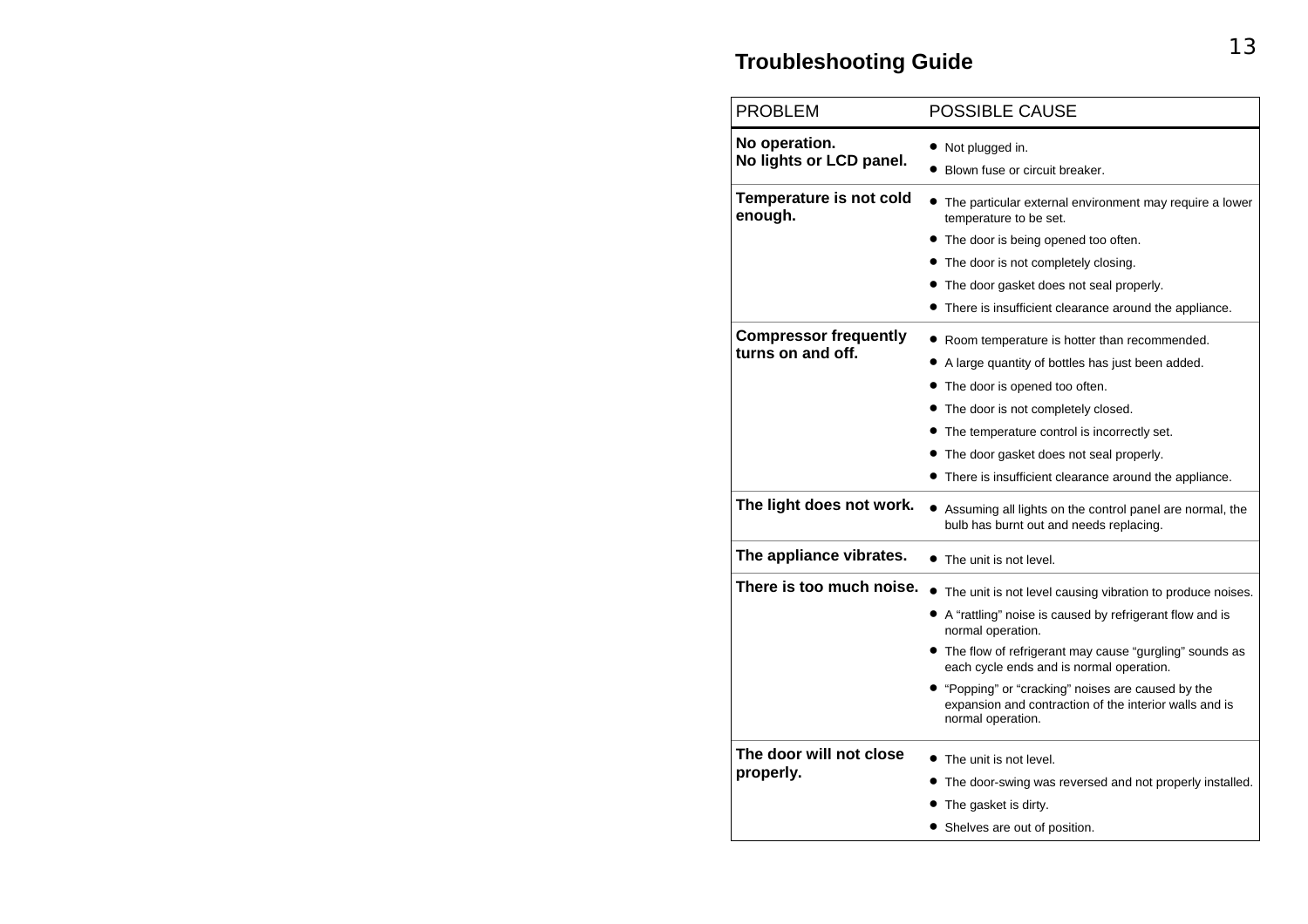## Troubleshooting Guide

| PROBLEM | POSSIBLE CAUSE |
|---|---|
| **No operation. No lights or LCD panel.** | • Not plugged in.<br>• Blown fuse or circuit breaker. |
| **Temperature is not cold enough.** | • The particular external environment may require a lower temperature to be set.<br>• The door is being opened too often.<br>• The door is not completely closing.<br>• The door gasket does not seal properly.<br>• There is insufficient clearance around the appliance. |
| **Compressor frequently turns on and off.** | • Room temperature is hotter than recommended.<br>• A large quantity of bottles has just been added.<br>• The door is opened too often.<br>• The door is not completely closed.<br>• The temperature control is incorrectly set.<br>• The door gasket does not seal properly.<br>• There is insufficient clearance around the appliance. |
| **The light does not work.** | • Assuming all lights on the control panel are normal, the bulb has burnt out and needs replacing. |
| **The appliance vibrates.** | • The unit is not level. |
| **There is too much noise.** | • The unit is not level causing vibration to produce noises.<br>• A "rattling" noise is caused by refrigerant flow and is normal operation.<br>• The flow of refrigerant may cause "gurgling" sounds as each cycle ends and is normal operation.<br>• "Popping" or "cracking" noises are caused by the expansion and contraction of the interior walls and is normal operation. |
| **The door will not close properly.** | • The unit is not level.<br>• The door-swing was reversed and not properly installed.<br>• The gasket is dirty.<br>• Shelves are out of position. |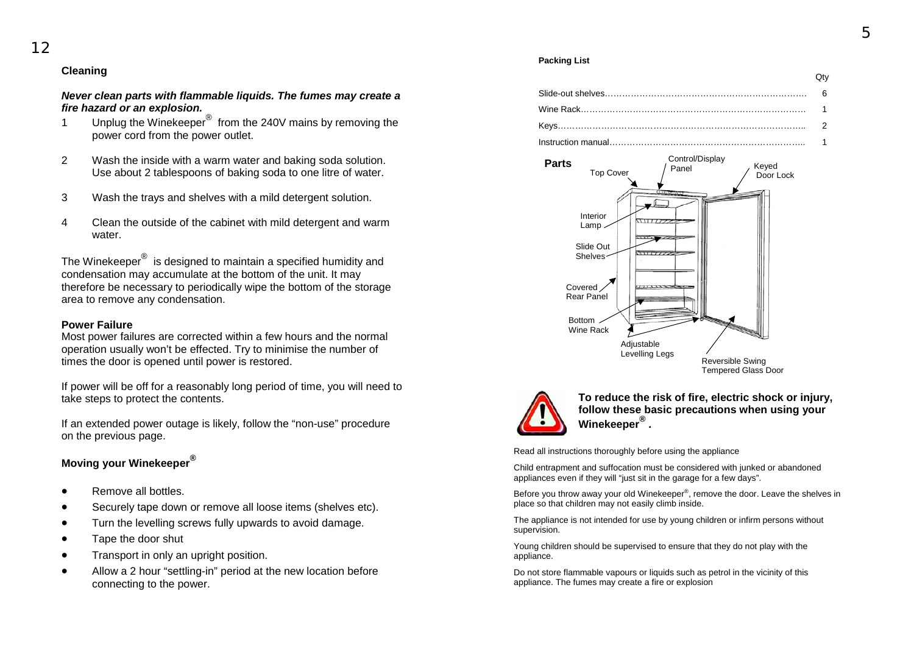## Cleaning

***Never clean parts with flammable liquids. The fumes may create a fire hazard or an explosion.***

1. Unplug the Winekeeper® from the 240V mains by removing the power cord from the power outlet.
2. Wash the inside with a warm water and baking soda solution. Use about 2 tablespoons of baking soda to one litre of water.
3. Wash the trays and shelves with a mild detergent solution.
4. Clean the outside of the cabinet with mild detergent and warm water.

The Winekeeper® is designed to maintain a specified humidity and condensation may accumulate at the bottom of the unit. It may therefore be necessary to periodically wipe the bottom of the storage area to remove any condensation.

**Power Failure**

Most power failures are corrected within a few hours and the normal operation usually won't be effected. Try to minimise the number of times the door is opened until power is restored.

If power will be off for a reasonably long period of time, you will need to take steps to protect the contents.

If an extended power outage is likely, follow the "non-use" procedure on the previous page.

## Moving your Winekeeper®

- Remove all bottles.
- Securely tape down or remove all loose items (shelves etc).
- Turn the levelling screws fully upwards to avoid damage.
- Tape the door shut
- Transport in only an upright position.
- Allow a 2 hour "settling-in" period at the new location before connecting to the power.

**Packing List**

| | Qty |
|---|---|
| Slide-out shelves | 6 |
| Wine Rack | 1 |
| Keys | 2 |
| Instruction manual | 1 |

**Parts**

Top Cover, Control/Display Panel, Keyed Door Lock, Interior Lamp, Slide Out Shelves, Covered Rear Panel, Bottom Wine Rack, Adjustable Levelling Legs, Reversible Swing Tempered Glass Door

**To reduce the risk of fire, electric shock or injury, follow these basic precautions when using your Winekeeper®.**

Read all instructions thoroughly before using the appliance

Child entrapment and suffocation must be considered with junked or abandoned appliances even if they will "just sit in the garage for a few days".

Before you throw away your old Winekeeper®, remove the door. Leave the shelves in place so that children may not easily climb inside.

The appliance is not intended for use by young children or infirm persons without supervision.

Young children should be supervised to ensure that they do not play with the appliance.

Do not store flammable vapours or liquids such as petrol in the vicinity of this appliance. The fumes may create a fire or explosion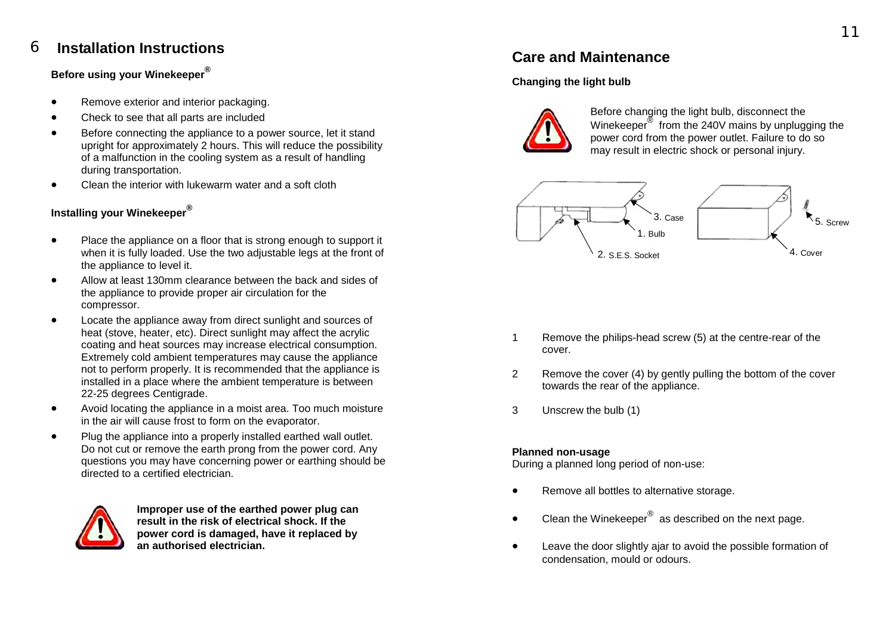# Installation Instructions

### Before using your Winekeeper®

- Remove exterior and interior packaging.
- Check to see that all parts are included
- Before connecting the appliance to a power source, let it stand upright for approximately 2 hours. This will reduce the possibility of a malfunction in the cooling system as a result of handling during transportation.
- Clean the interior with lukewarm water and a soft cloth

### Installing your Winekeeper®

- Place the appliance on a floor that is strong enough to support it when it is fully loaded. Use the two adjustable legs at the front of the appliance to level it.
- Allow at least 130mm clearance between the back and sides of the appliance to provide proper air circulation for the compressor.
- Locate the appliance away from direct sunlight and sources of heat (stove, heater, etc). Direct sunlight may affect the acrylic coating and heat sources may increase electrical consumption. Extremely cold ambient temperatures may cause the appliance not to perform properly. It is recommended that the appliance is installed in a place where the ambient temperature is between 22-25 degrees Centigrade.
- Avoid locating the appliance in a moist area. Too much moisture in the air will cause frost to form on the evaporator.
- Plug the appliance into a properly installed earthed wall outlet. Do not cut or remove the earth prong from the power cord. Any questions you may have concerning power or earthing should be directed to a certified electrician.

**Improper use of the earthed power plug can result in the risk of electrical shock. If the power cord is damaged, have it replaced by an authorised electrician.**

# Care and Maintenance

### Changing the light bulb

Before changing the light bulb, disconnect the Winekeeper® from the 240V mains by unplugging the power cord from the power outlet. Failure to do so may result in electric shock or personal injury.

3. Case
1. Bulb
2. S.E.S. Socket
5. Screw
4. Cover

1. Remove the philips-head screw (5) at the centre-rear of the cover.
2. Remove the cover (4) by gently pulling the bottom of the cover towards the rear of the appliance.
3. Unscrew the bulb (1)

**Planned non-usage**
During a planned long period of non-use:

- Remove all bottles to alternative storage.
- Clean the Winekeeper® as described on the next page.
- Leave the door slightly ajar to avoid the possible formation of condensation, mould or odours.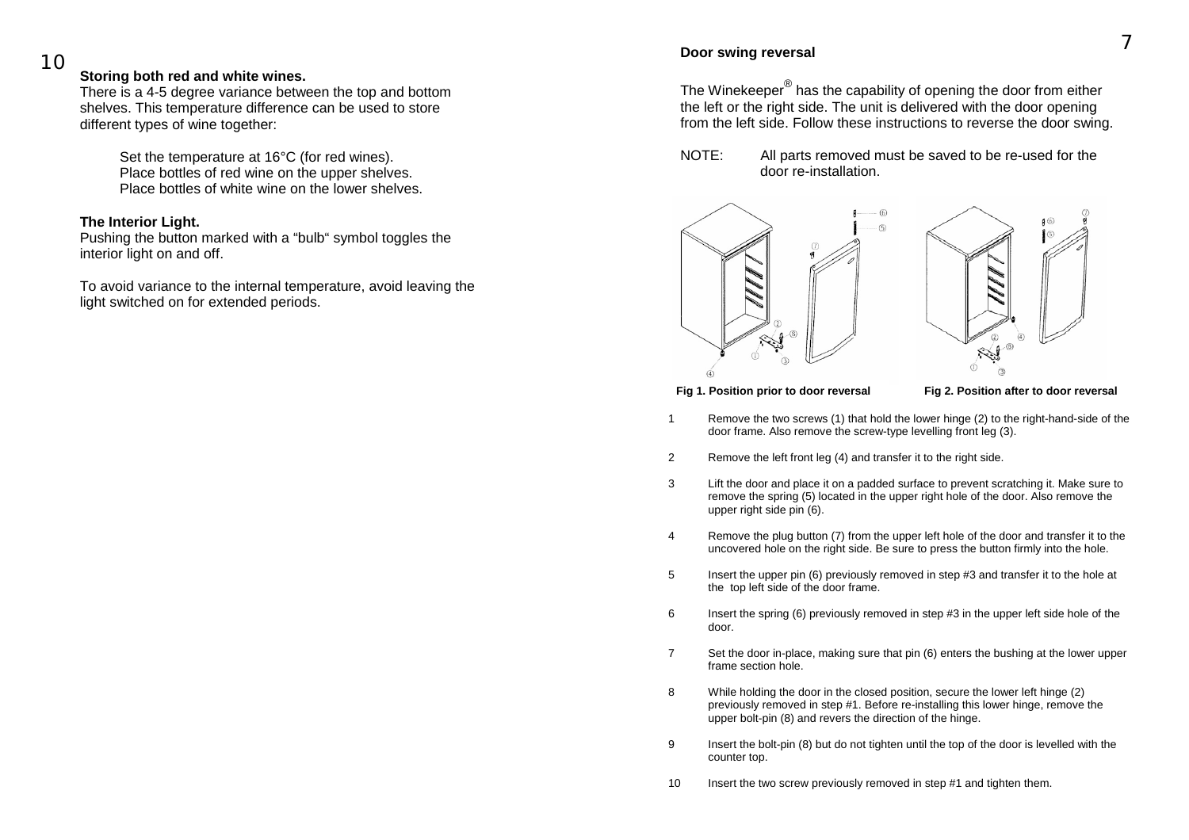**Storing both red and white wines.**
There is a 4-5 degree variance between the top and bottom shelves. This temperature difference can be used to store different types of wine together:

Set the temperature at 16°C (for red wines).
Place bottles of red wine on the upper shelves.
Place bottles of white wine on the lower shelves.

**The Interior Light.**
Pushing the button marked with a “bulb“ symbol toggles the interior light on and off.

To avoid variance to the internal temperature, avoid leaving the light switched on for extended periods.

**Door swing reversal**

The Winekeeper® has the capability of opening the door from either the left or the right side. The unit is delivered with the door opening from the left side. Follow these instructions to reverse the door swing.

NOTE: All parts removed must be saved to be re-used for the door re-installation.

**Fig 1. Position prior to door reversal**

**Fig 2. Position after to door reversal**

1. Remove the two screws (1) that hold the lower hinge (2) to the right-hand-side of the door frame. Also remove the screw-type levelling front leg (3).
2. Remove the left front leg (4) and transfer it to the right side.
3. Lift the door and place it on a padded surface to prevent scratching it. Make sure to remove the spring (5) located in the upper right hole of the door. Also remove the upper right side pin (6).
4. Remove the plug button (7) from the upper left hole of the door and transfer it to the uncovered hole on the right side. Be sure to press the button firmly into the hole.
5. Insert the upper pin (6) previously removed in step #3 and transfer it to the hole at the top left side of the door frame.
6. Insert the spring (6) previously removed in step #3 in the upper left side hole of the door.
7. Set the door in-place, making sure that pin (6) enters the bushing at the lower upper frame section hole.
8. While holding the door in the closed position, secure the lower left hinge (2) previously removed in step #1. Before re-installing this lower hinge, remove the upper bolt-pin (8) and revers the direction of the hinge.
9. Insert the bolt-pin (8) but do not tighten until the top of the door is levelled with the counter top.
10. Insert the two screw previously removed in step #1 and tighten them.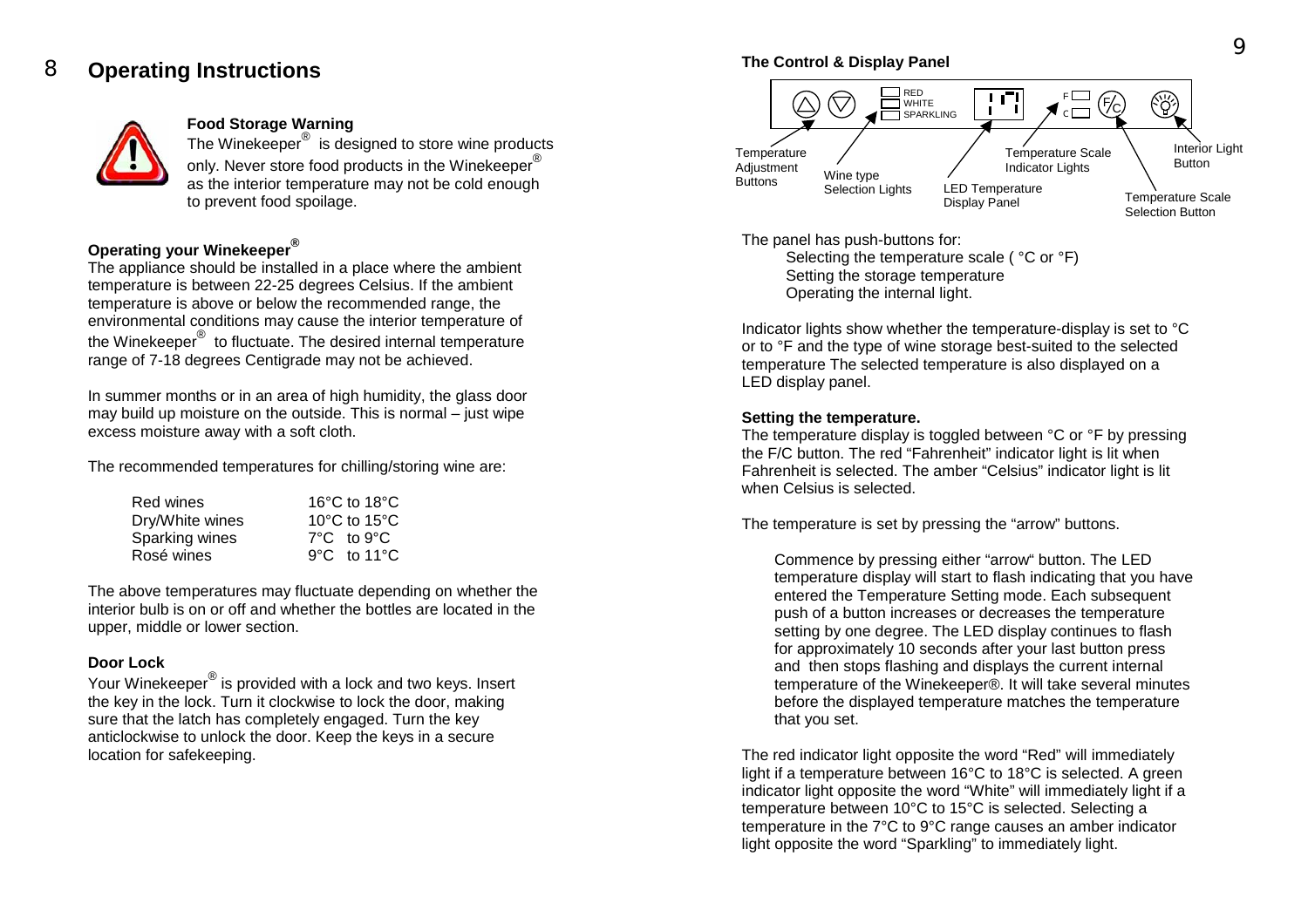# Operating Instructions

### Food Storage Warning

The Winekeeper® is designed to store wine products only. Never store food products in the Winekeeper® as the interior temperature may not be cold enough to prevent food spoilage.

### Operating your Winekeeper®

The appliance should be installed in a place where the ambient temperature is between 22-25 degrees Celsius. If the ambient temperature is above or below the recommended range, the environmental conditions may cause the interior temperature of the Winekeeper® to fluctuate. The desired internal temperature range of 7-18 degrees Centigrade may not be achieved.

In summer months or in an area of high humidity, the glass door may build up moisture on the outside. This is normal – just wipe excess moisture away with a soft cloth.

The recommended temperatures for chilling/storing wine are:

| | |
|---|---|
| Red wines | 16°C to 18°C |
| Dry/White wines | 10°C to 15°C |
| Sparking wines | 7°C to 9°C |
| Rosé wines | 9°C to 11°C |

The above temperatures may fluctuate depending on whether the interior bulb is on or off and whether the bottles are located in the upper, middle or lower section.

### Door Lock

Your Winekeeper® is provided with a lock and two keys. Insert the key in the lock. Turn it clockwise to lock the door, making sure that the latch has completely engaged. Turn the key anticlockwise to unlock the door. Keep the keys in a secure location for safekeeping.

### The Control & Display Panel

RED
WHITE
SPARKLING
F
C
Temperature Adjustment Buttons
Wine type Selection Lights
LED Temperature Display Panel
Temperature Scale Indicator Lights
Temperature Scale Selection Button
Interior Light Button

The panel has push-buttons for:

- Selecting the temperature scale ( °C or °F)
- Setting the storage temperature
- Operating the internal light.

Indicator lights show whether the temperature-display is set to °C or to °F and the type of wine storage best-suited to the selected temperature The selected temperature is also displayed on a LED display panel.

### Setting the temperature.

The temperature display is toggled between °C or °F by pressing the F/C button. The red "Fahrenheit" indicator light is lit when Fahrenheit is selected. The amber "Celsius" indicator light is lit when Celsius is selected.

The temperature is set by pressing the "arrow" buttons.

> Commence by pressing either "arrow" button. The LED temperature display will start to flash indicating that you have entered the Temperature Setting mode. Each subsequent push of a button increases or decreases the temperature setting by one degree. The LED display continues to flash for approximately 10 seconds after your last button press and then stops flashing and displays the current internal temperature of the Winekeeper®. It will take several minutes before the displayed temperature matches the temperature that you set.

The red indicator light opposite the word "Red" will immediately light if a temperature between 16°C to 18°C is selected. A green indicator light opposite the word "White" will immediately light if a temperature between 10°C to 15°C is selected. Selecting a temperature in the 7°C to 9°C range causes an amber indicator light opposite the word "Sparkling" to immediately light.